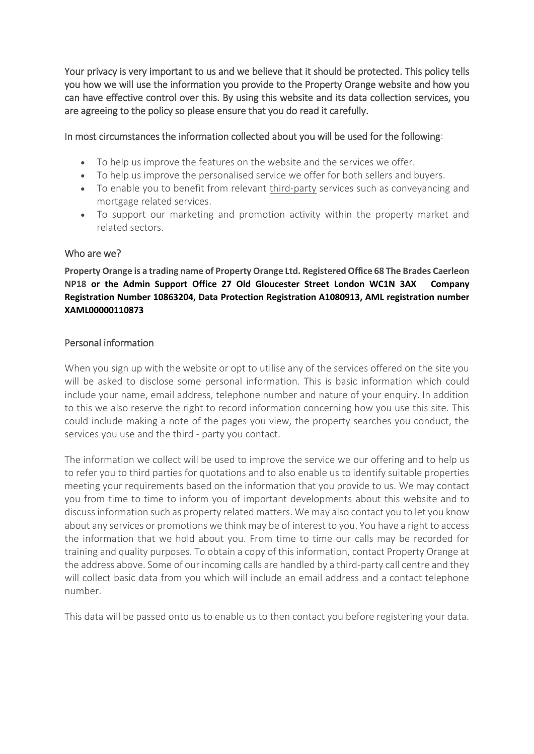Your privacy is very important to us and we believe that it should be protected. This policy tells you how we will use the information you provide to the Property Orange website and how you can have effective control over this. By using this website and its data collection services, you are agreeing to the policy so please ensure that you do read it carefully.

In most circumstances the information collected about you will be used for the following:

- To help us improve the features on the website and the services we offer.
- To help us improve the personalised service we offer for both sellers and buyers.
- To enable you to benefit from relevant third-party services such as conveyancing and mortgage related services.
- To support our marketing and promotion activity within the property market and related sectors.

## Who are we?

**Property Orange is a trading name of Property Orange Ltd. Registered Office 68 The Brades Caerleon NP18 or the Admin Support Office 27 Old Gloucester Street London WC1N 3AX Company Registration Number 10863204, Data Protection Registration A1080913, AML registration number XAML00000110873**

## Personal information

When you sign up with the website or opt to utilise any of the services offered on the site you will be asked to disclose some personal information. This is basic information which could include your name, email address, telephone number and nature of your enquiry. In addition to this we also reserve the right to record information concerning how you use this site. This could include making a note of the pages you view, the property searches you conduct, the services you use and the third - party you contact.

The information we collect will be used to improve the service we our offering and to help us to refer you to third parties for quotations and to also enable us to identify suitable properties meeting your requirements based on the information that you provide to us. We may contact you from time to time to inform you of important developments about this website and to discuss information such as property related matters. We may also contact you to let you know about any services or promotions we think may be of interest to you. You have a right to access the information that we hold about you. From time to time our calls may be recorded for training and quality purposes. To obtain a copy of this information, contact Property Orange at the address above. Some of our incoming calls are handled by a third-party call centre and they will collect basic data from you which will include an email address and a contact telephone number.

This data will be passed onto us to enable us to then contact you before registering your data.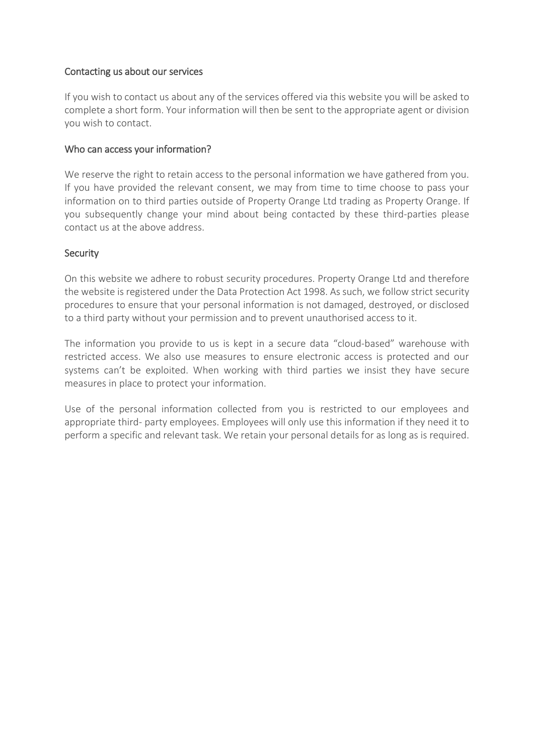## Contacting us about our services

If you wish to contact us about any of the services offered via this website you will be asked to complete a short form. Your information will then be sent to the appropriate agent or division you wish to contact.

## Who can access your information?

We reserve the right to retain access to the personal information we have gathered from you. If you have provided the relevant consent, we may from time to time choose to pass your information on to third parties outside of Property Orange Ltd trading as Property Orange. If you subsequently change your mind about being contacted by these third-parties please contact us at the above address.

## Security

On this website we adhere to robust security procedures. Property Orange Ltd and therefore the website is registered under the Data Protection Act 1998. As such, we follow strict security procedures to ensure that your personal information is not damaged, destroyed, or disclosed to a third party without your permission and to prevent unauthorised access to it.

The information you provide to us is kept in a secure data "cloud-based" warehouse with restricted access. We also use measures to ensure electronic access is protected and our systems can't be exploited. When working with third parties we insist they have secure measures in place to protect your information.

Use of the personal information collected from you is restricted to our employees and appropriate third- party employees. Employees will only use this information if they need it to perform a specific and relevant task. We retain your personal details for as long as is required.